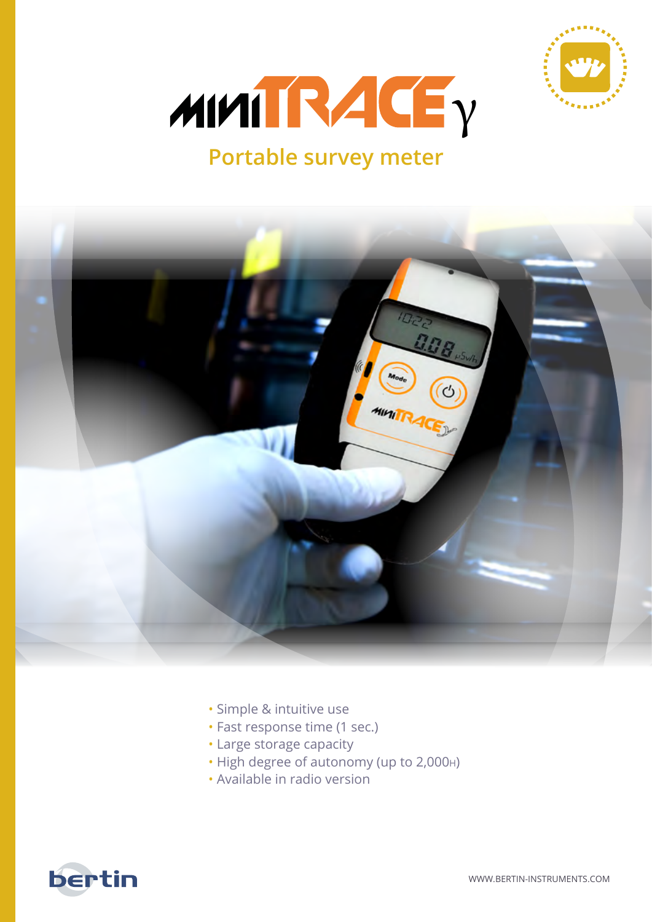# MINI TRACE γ

## Portable survey meter

- Simple & intuitive use
- Fast response time (1 sec.)
- Large storage capacity
- High degree of autonomy (up to 2,000H)
- Available in radio version

bertin

WWW.BERTIN-INSTRUMENTS.COM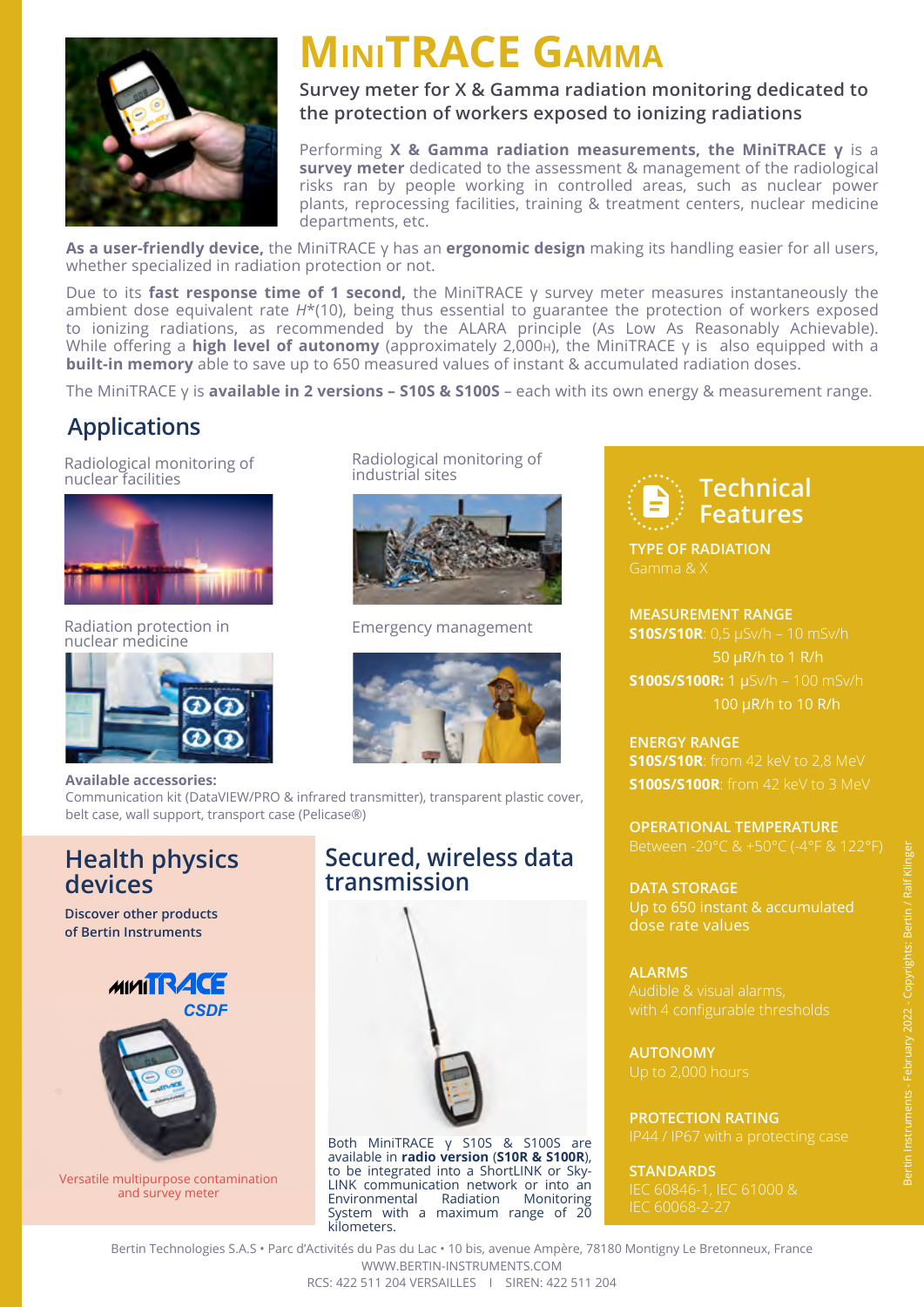# MiniTRACE Gamma

**Survey meter for X & Gamma radiation monitoring dedicated to the protection of workers exposed to ionizing radiations**

Performing **X & Gamma radiation measurements, the MiniTRACE γ** is a **survey meter** dedicated to the assessment & management of the radiological risks ran by people working in controlled areas, such as nuclear power plants, reprocessing facilities, training & treatment centers, nuclear medicine departments, etc.

**As a user-friendly device,** the MiniTRACE γ has an **ergonomic design** making its handling easier for all users, whether specialized in radiation protection or not.

Due to its **fast response time of 1 second,** the MiniTRACE γ survey meter measures instantaneously the ambient dose equivalent rate *H*\*(10), being thus essential to guarantee the protection of workers exposed to ionizing radiations, as recommended by the ALARA principle (As Low As Reasonably Achievable). While offering a **high level of autonomy** (approximately 2,000H), the MiniTRACE γ is also equipped with a **built-in memory** able to save up to 650 measured values of instant & accumulated radiation doses.

The MiniTRACE γ is **available in 2 versions – S10S & S100S** – each with its own energy & measurement range.

## Applications

Radiological monitoring of nuclear facilities

Radiological monitoring of industrial sites

Radiation protection in nuclear medicine

Emergency management

**Available accessories:**
Communication kit (DataVIEW/PRO & infrared transmitter), transparent plastic cover, belt case, wall support, transport case (Pelicase®)

## Health physics devices

**Discover other products of Bertin Instruments**

MINITRACE CSDF

Versatile multipurpose contamination and survey meter

## Secured, wireless data transmission

Both MiniTRACE γ S10S & S100S are available in **radio version** (**S10R & S100R**), to be integrated into a ShortLINK or Sky-LINK communication network or into an Environmental Radiation Monitoring System with a maximum range of 20 kilometers.

## Technical Features

**TYPE OF RADIATION**
Gamma & X

**MEASUREMENT RANGE**
**S10S/S10R**: 0,5 µSv/h – 10 mSv/h
50 µR/h to 1 R/h
**S100S/S100R:** 1 µSv/h – 100 mSv/h
100 µR/h to 10 R/h

**ENERGY RANGE**
**S10S/S10R**: from 42 keV to 2,8 MeV
**S100S/S100R**: from 42 keV to 3 MeV

**OPERATIONAL TEMPERATURE**
Between -20°C & +50°C (-4°F & 122°F)

**DATA STORAGE**
Up to 650 instant & accumulated dose rate values

**ALARMS**
Audible & visual alarms, with 4 configurable thresholds

**AUTONOMY**
Up to 2,000 hours

**PROTECTION RATING**
IP44 / IP67 with a protecting case

**STANDARDS**
IEC 60846-1, IEC 61000 & IEC 60068-2-27

Bertin Instruments - February 2022 - Copyrights: Bertin / Ralf Klinger

Bertin Technologies S.A.S • Parc d'Activités du Pas du Lac • 10 bis, avenue Ampère, 78180 Montigny Le Bretonneux, France
WWW.BERTIN-INSTRUMENTS.COM
RCS: 422 511 204 VERSAILLES | SIREN: 422 511 204